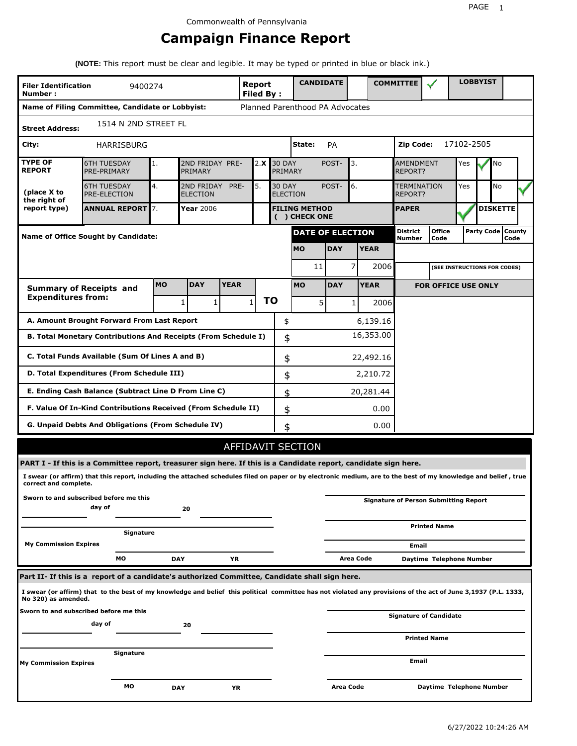Commonwealth of Pennsylvania

# Campaign Finance Report

**(NOTE:** This report must be clear and legible. It may be typed or printed in blue or black ink.)

| **Filer Identification Number :** | 9400274 | **Report Filed By :** | **CANDIDATE** | | **COMMITTEE** | ✓ | **LOBBYIST** | |
|---|---|---|---|---|---|---|---|---|

**Name of Filing Committee, Candidate or Lobbyist:** Planned Parenthood PA Advocates

**Street Address:** 1514 N 2ND STREET FL

**City:** HARRISBURG **State:** PA **Zip Code:** 17102-2505

| **TYPE OF REPORT** | 6TH TUESDAY PRE-PRIMARY | 1. | 2ND FRIDAY PRE-PRIMARY | 2. X | 30 DAY POST-PRIMARY | 3. | AMENDMENT REPORT? | Yes ✓ | No |
|---|---|---|---|---|---|---|---|---|---|
| **(place X to the right of report type)** | 6TH TUESDAY PRE-ELECTION | 4. | 2ND FRIDAY PRE-ELECTION | 5. | 30 DAY POST-ELECTION | 6. | TERMINATION REPORT? | Yes | No ✓ |
| | **ANNUAL REPORT** | 7. | **Year** 2006 | | **FILING METHOD ( ) CHECK ONE** | | **PAPER** | ✓ | **DISKETTE** |

**Name of Office Sought by Candidate:**

| **DATE OF ELECTION** | | | **District Number** | **Office Code** | **Party Code** | **County Code** |
|---|---|---|---|---|---|---|
| **MO** | **DAY** | **YEAR** | | | | |
| 11 | 7 | 2006 | | (SEE INSTRUCTIONS FOR CODES) | | |

| **Summary of Receipts and Expenditures from:** | **MO** | **DAY** | **YEAR** | | **MO** | **DAY** | **YEAR** |
|---|---|---|---|---|---|---|---|
| | 1 | 1 | 1 | **TO** | 5 | 1 | 2006 |

**FOR OFFICE USE ONLY**

| | | |
|---|---|---|
| **A. Amount Brought Forward From Last Report** | $ | 6,139.16 |
| **B. Total Monetary Contributions And Receipts (From Schedule I)** | $ | 16,353.00 |
| **C. Total Funds Available (Sum Of Lines A and B)** | $ | 22,492.16 |
| **D. Total Expenditures (From Schedule III)** | $ | 2,210.72 |
| **E. Ending Cash Balance (Subtract Line D From Line C)** | $ | 20,281.44 |
| **F. Value Of In-Kind Contributions Received (From Schedule II)** | $ | 0.00 |
| **G. Unpaid Debts And Obligations (From Schedule IV)** | $ | 0.00 |

## AFFIDAVIT SECTION

**PART I - If this is a Committee report, treasurer sign here. If this is a Candidate report, candidate sign here.**

**I swear (or affirm) that this report, including the attached schedules filed on paper or by electronic medium, are to the best of my knowledge and belief , true correct and complete.**

**Sworn to and subscribed before me this** ______ **day of** ______ **20** ______

**Signature**

**My Commission Expires** **MO** **DAY** **YR**

**Signature of Person Submitting Report**

**Printed Name**

**Email**

**Area Code** **Daytime Telephone Number**

**Part II- If this is a report of a candidate's authorized Committee, Candidate shall sign here.**

**I swear (or affirm) that to the best of my knowledge and belief this political committee has not violated any provisions of the act of June 3,1937 (P.L. 1333, No 320) as amended.**

**Sworn to and subscribed before me this** ______ **day of** ______ **20** ______

**Signature**

**My Commission Expires** **MO** **DAY** **YR**

**Signature of Candidate**

**Printed Name**

**Email**

**Area Code** **Daytime Telephone Number**

6/27/2022 10:24:26 AM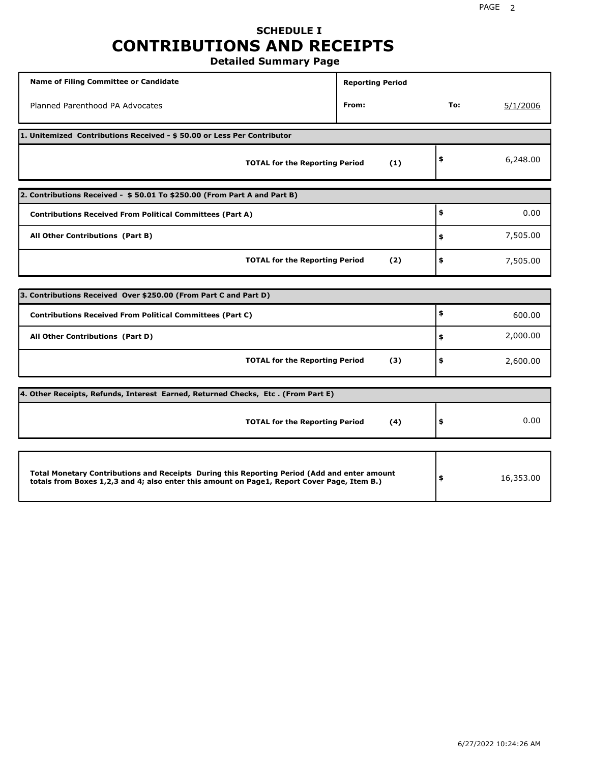# SCHEDULE I
# CONTRIBUTIONS AND RECEIPTS
## Detailed Summary Page

| Name of Filing Committee or Candidate | Reporting Period | | |
|---|---|---|---|
| Planned Parenthood PA Advocates | From: | To: | 5/1/2006 |

**1. Unitemized Contributions Received - $ 50.00 or Less Per Contributor**

| | | |
|---|---|---|
| **TOTAL for the Reporting Period** | **(1)** | $ 6,248.00 |

**2. Contributions Received - $ 50.01 To $250.00 (From Part A and Part B)**

| | | |
|---|---|---|
| **Contributions Received From Political Committees (Part A)** | | $ 0.00 |
| **All Other Contributions (Part B)** | | $ 7,505.00 |
| **TOTAL for the Reporting Period** | **(2)** | $ 7,505.00 |

**3. Contributions Received Over $250.00 (From Part C and Part D)**

| | | |
|---|---|---|
| **Contributions Received From Political Committees (Part C)** | | $ 600.00 |
| **All Other Contributions (Part D)** | | $ 2,000.00 |
| **TOTAL for the Reporting Period** | **(3)** | $ 2,600.00 |

**4. Other Receipts, Refunds, Interest Earned, Returned Checks, Etc . (From Part E)**

| | | |
|---|---|---|
| **TOTAL for the Reporting Period** | **(4)** | $ 0.00 |

| | |
|---|---|
| **Total Monetary Contributions and Receipts During this Reporting Period (Add and enter amount totals from Boxes 1,2,3 and 4; also enter this amount on Page1, Report Cover Page, Item B.)** | $ 16,353.00 |

6/27/2022 10:24:26 AM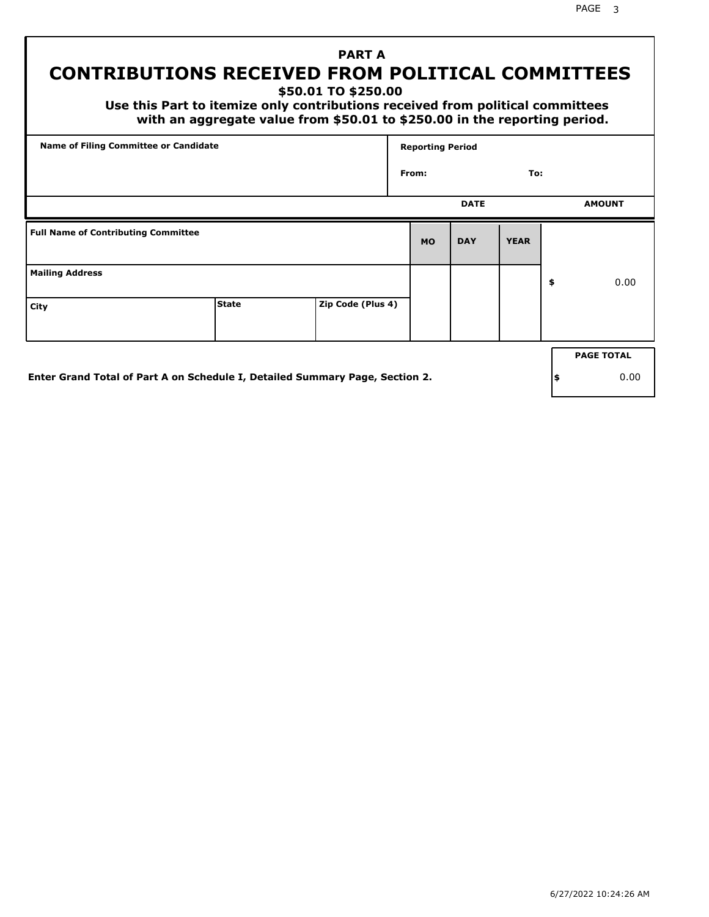# PART A

## CONTRIBUTIONS RECEIVED FROM POLITICAL COMMITTEES

### $50.01 TO $250.00

**Use this Part to itemize only contributions received from political committees with an aggregate value from $50.01 to $250.00 in the reporting period.**

| Name of Filing Committee or Candidate | Reporting Period |
|---|---|
| | From: To: |

| Full Name of Contributing Committee | | | DATE MO | DATE DAY | DATE YEAR | AMOUNT |
|---|---|---|---|---|---|---|
| **Mailing Address** | | | | | | $ 0.00 |
| **City** | **State** | **Zip Code (Plus 4)** | | | | |

**Enter Grand Total of Part A on Schedule I, Detailed Summary Page, Section 2.**

| PAGE TOTAL |
|---|
| $ 0.00 |

6/27/2022 10:24:26 AM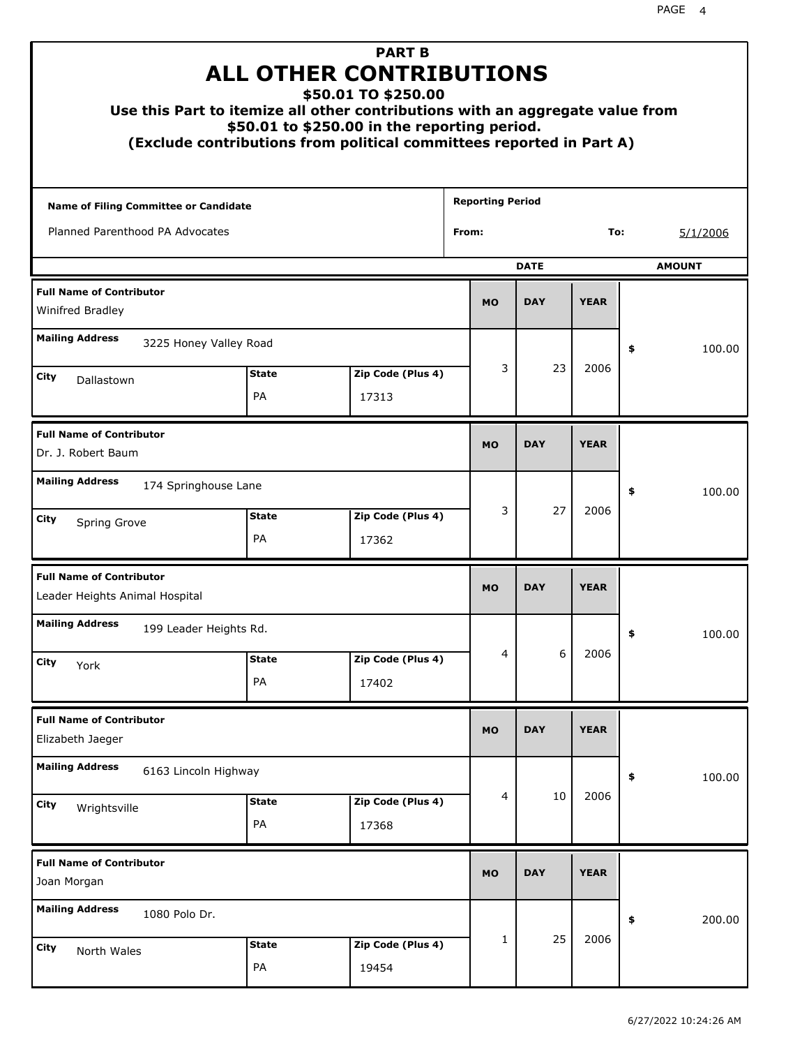# PART B
# ALL OTHER CONTRIBUTIONS
### $50.01 TO $250.00
### Use this Part to itemize all other contributions with an aggregate value from $50.01 to $250.00 in the reporting period.
### (Exclude contributions from political committees reported in Part A)

**Name of Filing Committee or Candidate:** Planned Parenthood PA Advocates

**Reporting Period** From: To: 5/1/2006

| Full Name of Contributor | Mailing Address | City | State | Zip Code (Plus 4) | MO | DAY | YEAR | AMOUNT |
|---|---|---|---|---|---|---|---|---|
| Winifred Bradley | 3225 Honey Valley Road | Dallastown | PA | 17313 | 3 | 23 | 2006 | $ 100.00 |
| Dr. J. Robert Baum | 174 Springhouse Lane | Spring Grove | PA | 17362 | 3 | 27 | 2006 | $ 100.00 |
| Leader Heights Animal Hospital | 199 Leader Heights Rd. | York | PA | 17402 | 4 | 6 | 2006 | $ 100.00 |
| Elizabeth Jaeger | 6163 Lincoln Highway | Wrightsville | PA | 17368 | 4 | 10 | 2006 | $ 100.00 |
| Joan Morgan | 1080 Polo Dr. | North Wales | PA | 19454 | 1 | 25 | 2006 | $ 200.00 |

6/27/2022 10:24:26 AM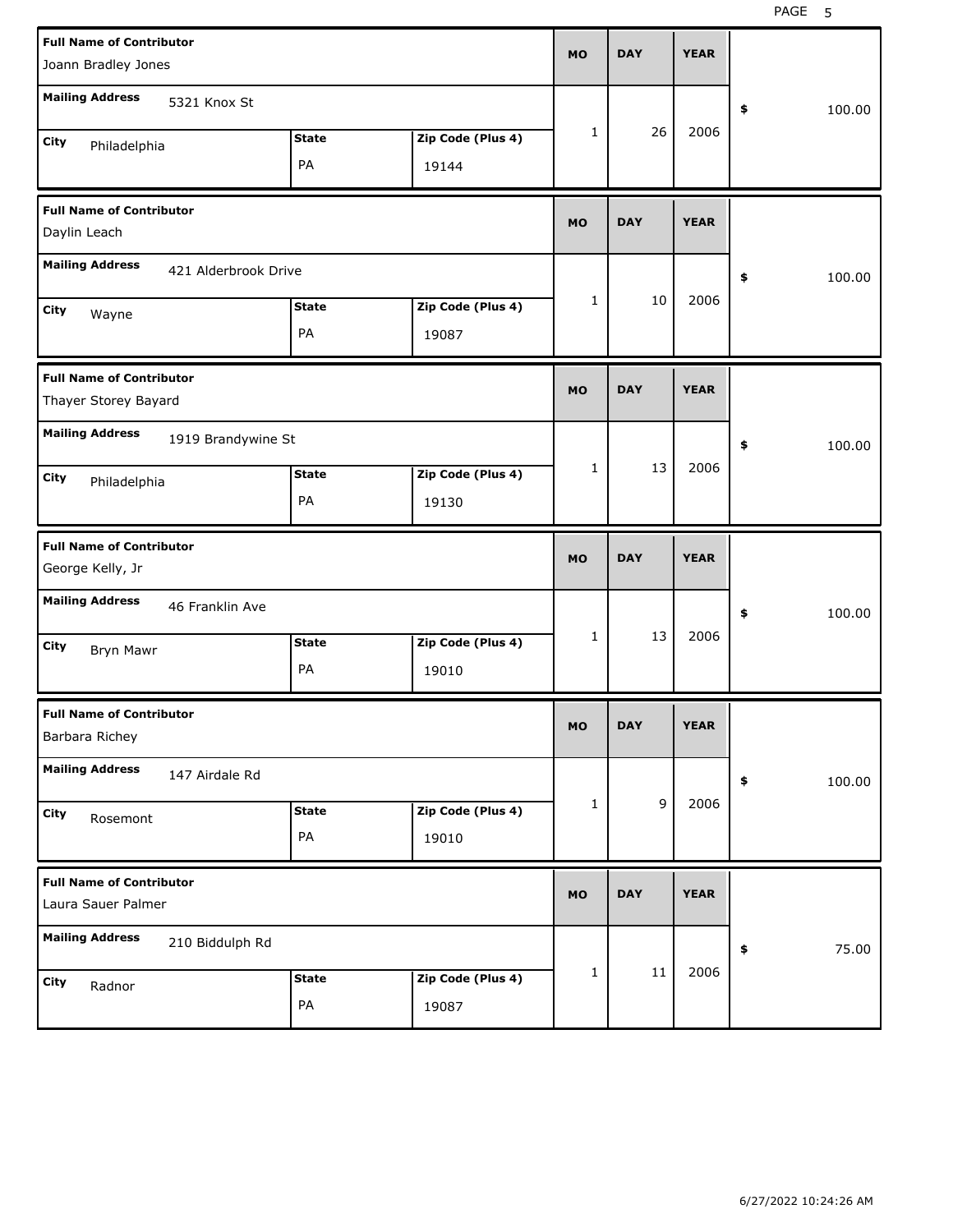| Full Name of Contributor | Mailing Address | City | State | Zip Code (Plus 4) | MO | DAY | YEAR | $ |
|---|---|---|---|---|---|---|---|---|
| Joann Bradley Jones | 5321 Knox St | Philadelphia | PA | 19144 | 1 | 26 | 2006 | 100.00 |
| Daylin Leach | 421 Alderbrook Drive | Wayne | PA | 19087 | 1 | 10 | 2006 | 100.00 |
| Thayer Storey Bayard | 1919 Brandywine St | Philadelphia | PA | 19130 | 1 | 13 | 2006 | 100.00 |
| George Kelly, Jr | 46 Franklin Ave | Bryn Mawr | PA | 19010 | 1 | 13 | 2006 | 100.00 |
| Barbara Richey | 147 Airdale Rd | Rosemont | PA | 19010 | 1 | 9 | 2006 | 100.00 |
| Laura Sauer Palmer | 210 Biddulph Rd | Radnor | PA | 19087 | 1 | 11 | 2006 | 75.00 |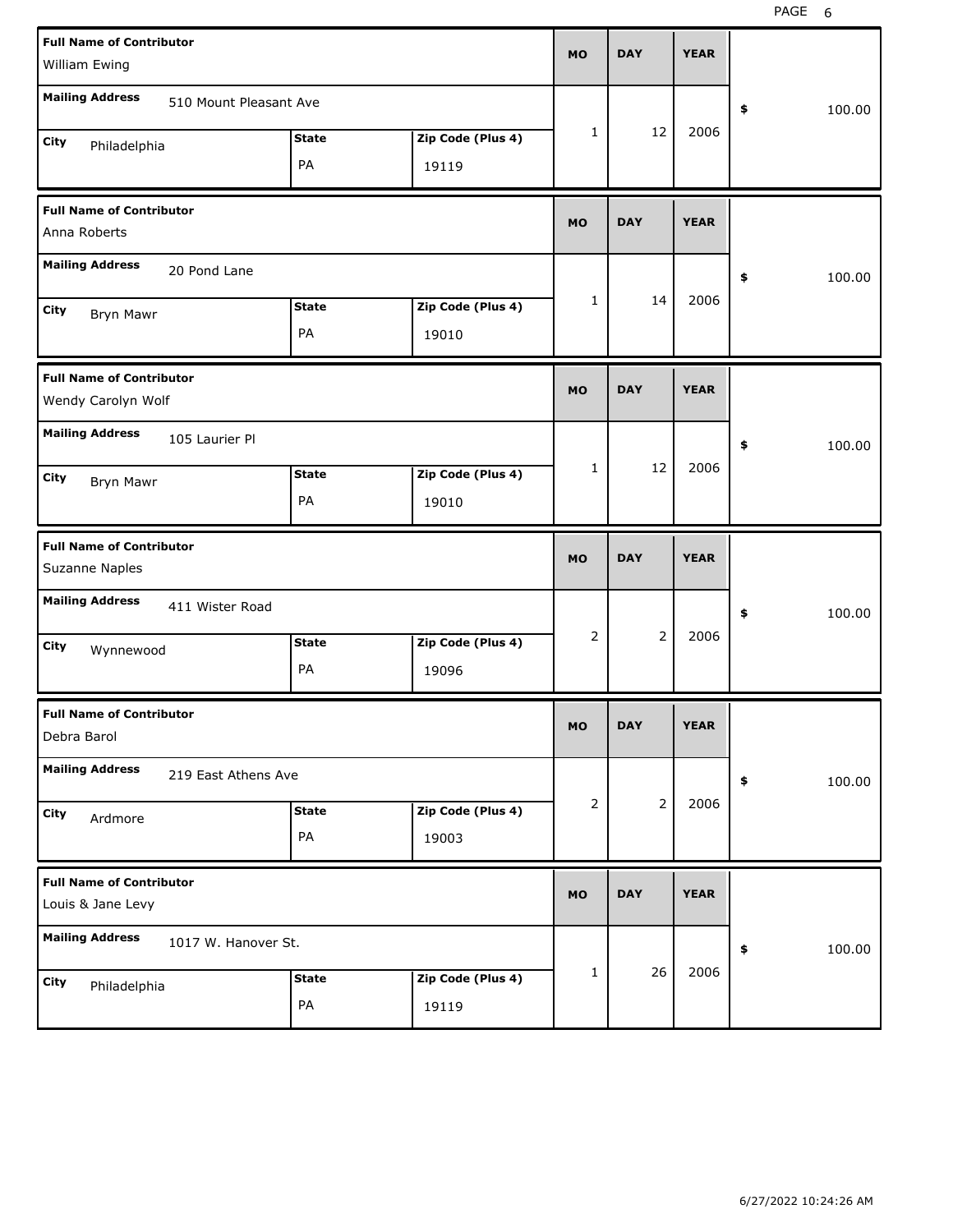| Full Name of Contributor | Mailing Address | City | State | Zip Code (Plus 4) | MO | DAY | YEAR | $ |
|---|---|---|---|---|---|---|---|---|
| William Ewing | 510 Mount Pleasant Ave | Philadelphia | PA | 19119 | 1 | 12 | 2006 | 100.00 |
| Anna Roberts | 20 Pond Lane | Bryn Mawr | PA | 19010 | 1 | 14 | 2006 | 100.00 |
| Wendy Carolyn Wolf | 105 Laurier Pl | Bryn Mawr | PA | 19010 | 1 | 12 | 2006 | 100.00 |
| Suzanne Naples | 411 Wister Road | Wynnewood | PA | 19096 | 2 | 2 | 2006 | 100.00 |
| Debra Barol | 219 East Athens Ave | Ardmore | PA | 19003 | 2 | 2 | 2006 | 100.00 |
| Louis & Jane Levy | 1017 W. Hanover St. | Philadelphia | PA | 19119 | 1 | 26 | 2006 | 100.00 |

6/27/2022 10:24:26 AM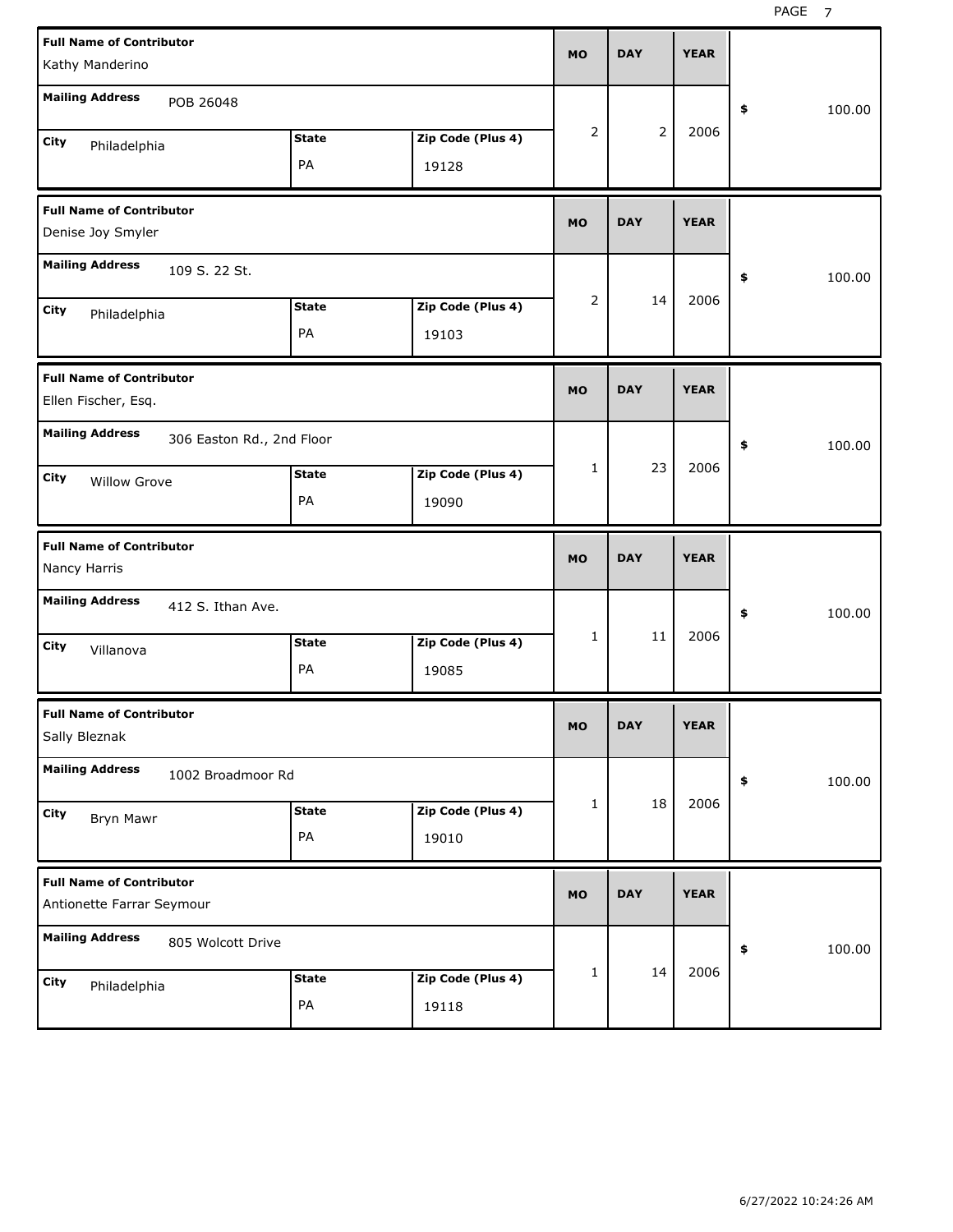| Full Name of Contributor | Mailing Address | City | State | Zip Code (Plus 4) | MO | DAY | YEAR | $ |
|---|---|---|---|---|---|---|---|---|
| Kathy Manderino | POB 26048 | Philadelphia | PA | 19128 | 2 | 2 | 2006 | 100.00 |
| Denise Joy Smyler | 109 S. 22 St. | Philadelphia | PA | 19103 | 2 | 14 | 2006 | 100.00 |
| Ellen Fischer, Esq. | 306 Easton Rd., 2nd Floor | Willow Grove | PA | 19090 | 1 | 23 | 2006 | 100.00 |
| Nancy Harris | 412 S. Ithan Ave. | Villanova | PA | 19085 | 1 | 11 | 2006 | 100.00 |
| Sally Bleznak | 1002 Broadmoor Rd | Bryn Mawr | PA | 19010 | 1 | 18 | 2006 | 100.00 |
| Antionette Farrar Seymour | 805 Wolcott Drive | Philadelphia | PA | 19118 | 1 | 14 | 2006 | 100.00 |

6/27/2022 10:24:26 AM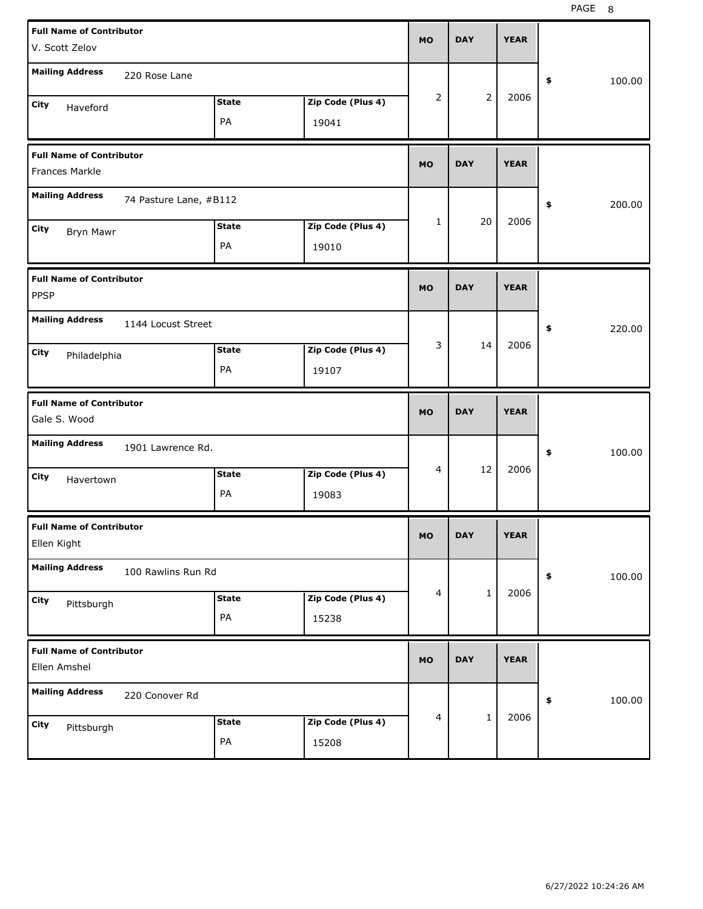| Full Name of Contributor | Mailing Address | City | State | Zip Code (Plus 4) | MO | DAY | YEAR | $ |
|---|---|---|---|---|---|---|---|---|
| V. Scott Zelov | 220 Rose Lane | Haveford | PA | 19041 | 2 | 2 | 2006 | 100.00 |
| Frances Markle | 74 Pasture Lane, #B112 | Bryn Mawr | PA | 19010 | 1 | 20 | 2006 | 200.00 |
| PPSP | 1144 Locust Street | Philadelphia | PA | 19107 | 3 | 14 | 2006 | 220.00 |
| Gale S. Wood | 1901 Lawrence Rd. | Havertown | PA | 19083 | 4 | 12 | 2006 | 100.00 |
| Ellen Kight | 100 Rawlins Run Rd | Pittsburgh | PA | 15238 | 4 | 1 | 2006 | 100.00 |
| Ellen Amshel | 220 Conover Rd | Pittsburgh | PA | 15208 | 4 | 1 | 2006 | 100.00 |

6/27/2022 10:24:26 AM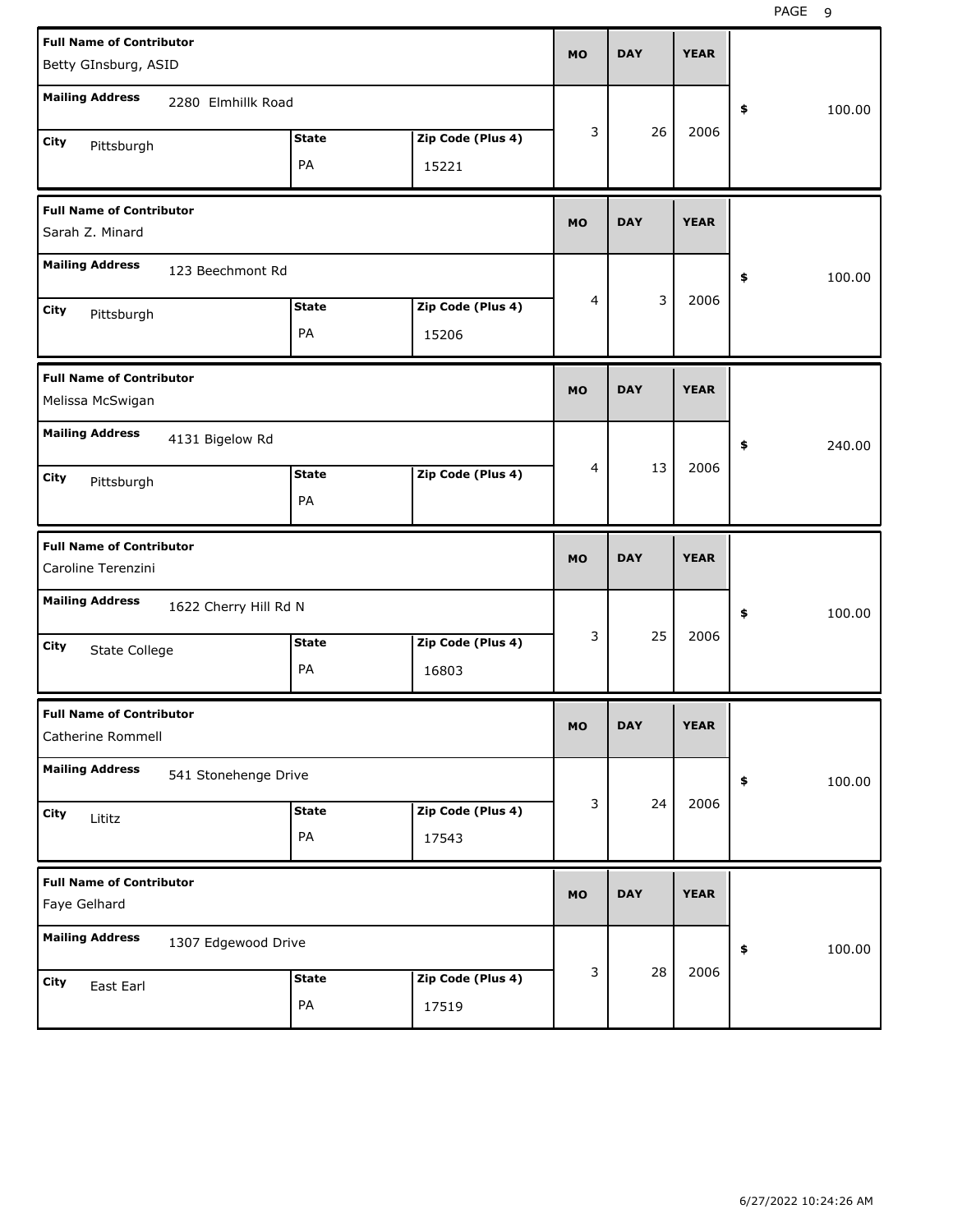| Full Name of Contributor | Mailing Address | City | State | Zip Code (Plus 4) | MO | DAY | YEAR | $ |
|---|---|---|---|---|---|---|---|---|
| Betty GInsburg, ASID | 2280 Elmhillk Road | Pittsburgh | PA | 15221 | 3 | 26 | 2006 | 100.00 |
| Sarah Z. Minard | 123 Beechmont Rd | Pittsburgh | PA | 15206 | 4 | 3 | 2006 | 100.00 |
| Melissa McSwigan | 4131 Bigelow Rd | Pittsburgh | PA | | 4 | 13 | 2006 | 240.00 |
| Caroline Terenzini | 1622 Cherry Hill Rd N | State College | PA | 16803 | 3 | 25 | 2006 | 100.00 |
| Catherine Rommell | 541 Stonehenge Drive | Lititz | PA | 17543 | 3 | 24 | 2006 | 100.00 |
| Faye Gelhard | 1307 Edgewood Drive | East Earl | PA | 17519 | 3 | 28 | 2006 | 100.00 |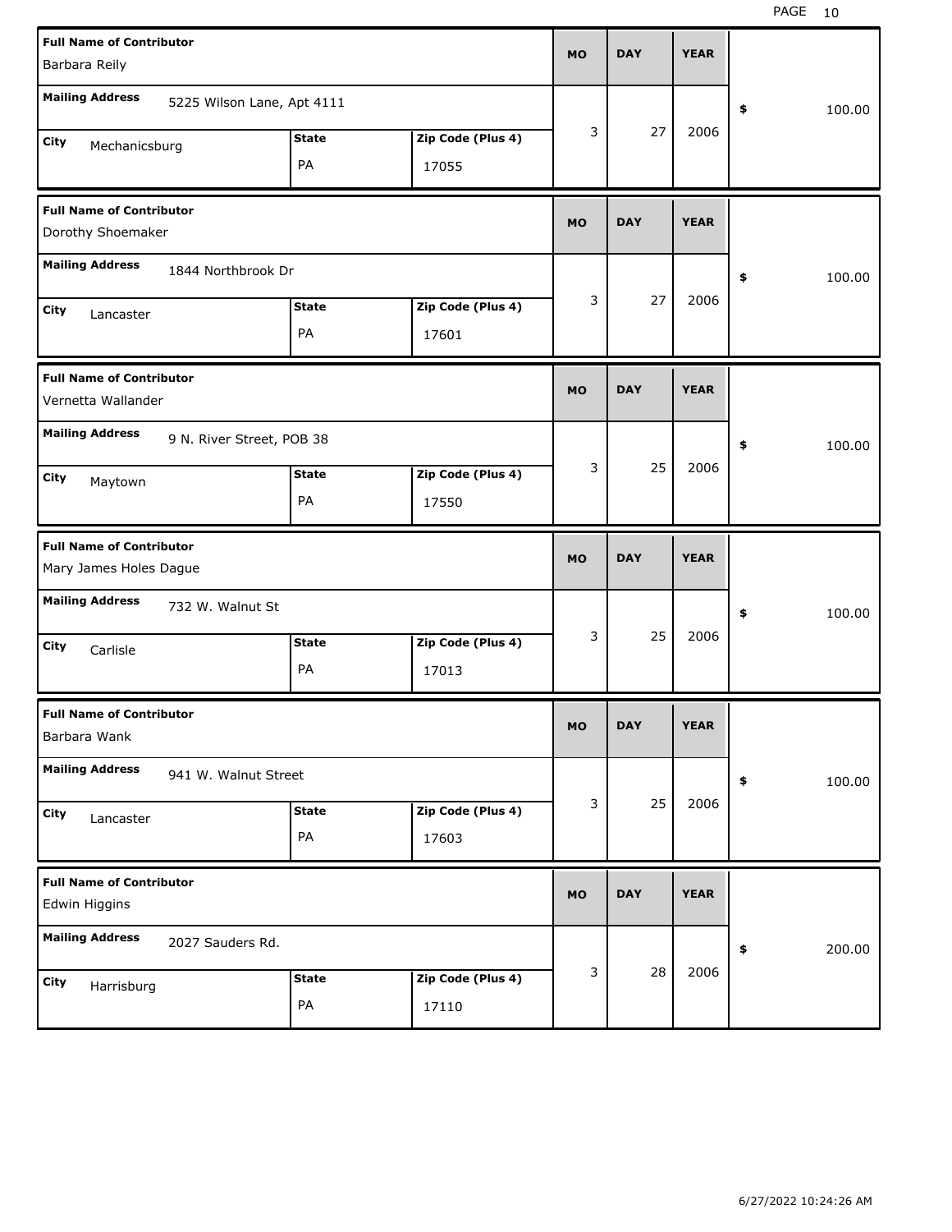| Full Name of Contributor | Mailing Address | City | State | Zip Code (Plus 4) | MO | DAY | YEAR | $ |
|---|---|---|---|---|---|---|---|---|
| Barbara Reily | 5225 Wilson Lane, Apt 4111 | Mechanicsburg | PA | 17055 | 3 | 27 | 2006 | 100.00 |
| Dorothy Shoemaker | 1844 Northbrook Dr | Lancaster | PA | 17601 | 3 | 27 | 2006 | 100.00 |
| Vernetta Wallander | 9 N. River Street, POB 38 | Maytown | PA | 17550 | 3 | 25 | 2006 | 100.00 |
| Mary James Holes Dague | 732 W. Walnut St | Carlisle | PA | 17013 | 3 | 25 | 2006 | 100.00 |
| Barbara Wank | 941 W. Walnut Street | Lancaster | PA | 17603 | 3 | 25 | 2006 | 100.00 |
| Edwin Higgins | 2027 Sauders Rd. | Harrisburg | PA | 17110 | 3 | 28 | 2006 | 200.00 |

6/27/2022 10:24:26 AM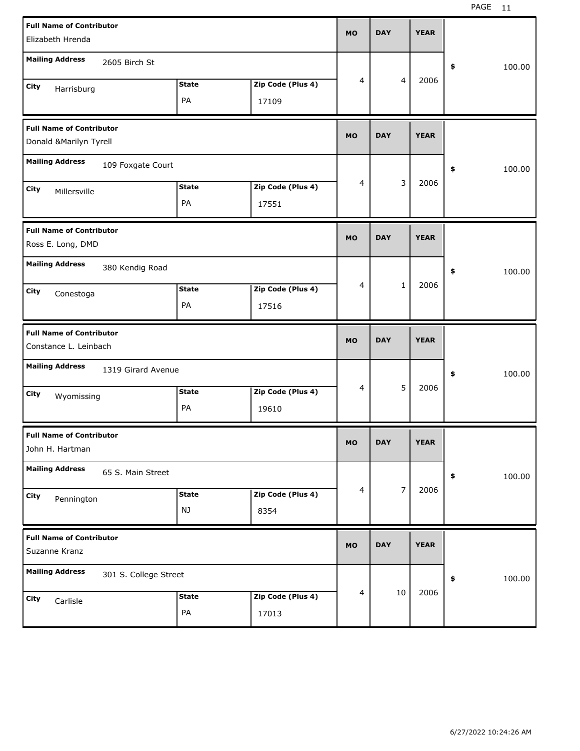| Full Name of Contributor | Mailing Address | City | State | Zip Code (Plus 4) | MO | DAY | YEAR | $ |
|---|---|---|---|---|---|---|---|---|
| Elizabeth Hrenda | 2605 Birch St | Harrisburg | PA | 17109 | 4 | 4 | 2006 | 100.00 |
| Donald &Marilyn Tyrell | 109 Foxgate Court | Millersville | PA | 17551 | 4 | 3 | 2006 | 100.00 |
| Ross E. Long, DMD | 380 Kendig Road | Conestoga | PA | 17516 | 4 | 1 | 2006 | 100.00 |
| Constance L. Leinbach | 1319 Girard Avenue | Wyomissing | PA | 19610 | 4 | 5 | 2006 | 100.00 |
| John H. Hartman | 65 S. Main Street | Pennington | NJ | 8354 | 4 | 7 | 2006 | 100.00 |
| Suzanne Kranz | 301 S. College Street | Carlisle | PA | 17013 | 4 | 10 | 2006 | 100.00 |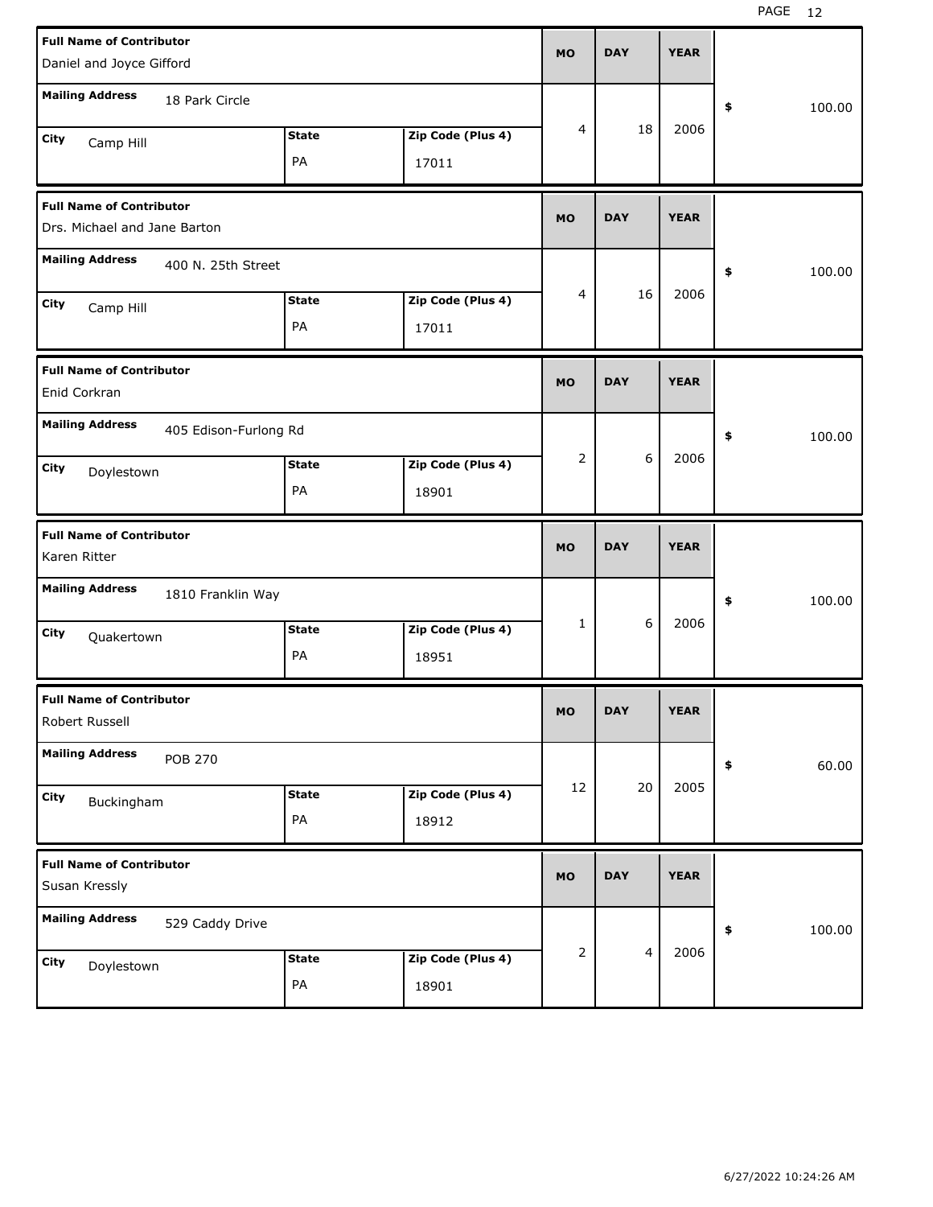| Full Name of Contributor | Mailing Address | City | State | Zip Code (Plus 4) | MO | DAY | YEAR | $ |
|---|---|---|---|---|---|---|---|---|
| Daniel and Joyce Gifford | 18 Park Circle | Camp Hill | PA | 17011 | 4 | 18 | 2006 | 100.00 |
| Drs. Michael and Jane Barton | 400 N. 25th Street | Camp Hill | PA | 17011 | 4 | 16 | 2006 | 100.00 |
| Enid Corkran | 405 Edison-Furlong Rd | Doylestown | PA | 18901 | 2 | 6 | 2006 | 100.00 |
| Karen Ritter | 1810 Franklin Way | Quakertown | PA | 18951 | 1 | 6 | 2006 | 100.00 |
| Robert Russell | POB 270 | Buckingham | PA | 18912 | 12 | 20 | 2005 | 60.00 |
| Susan Kressly | 529 Caddy Drive | Doylestown | PA | 18901 | 2 | 4 | 2006 | 100.00 |

6/27/2022 10:24:26 AM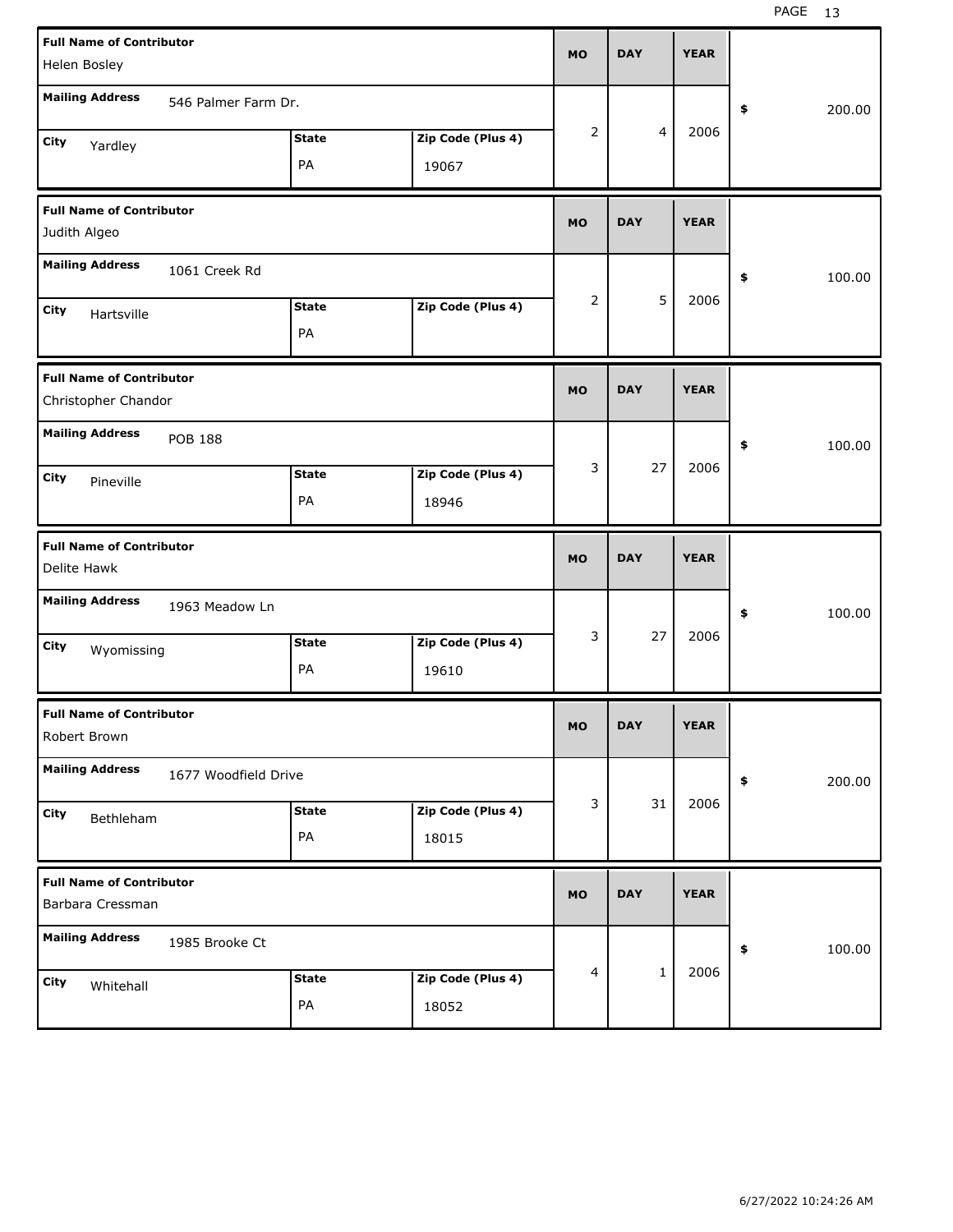| Full Name of Contributor | Mailing Address | City | State | Zip Code (Plus 4) | MO | DAY | YEAR | $ |
|---|---|---|---|---|---|---|---|---|
| Helen Bosley | 546 Palmer Farm Dr. | Yardley | PA | 19067 | 2 | 4 | 2006 | 200.00 |
| Judith Algeo | 1061 Creek Rd | Hartsville | PA | | 2 | 5 | 2006 | 100.00 |
| Christopher Chandor | POB 188 | Pineville | PA | 18946 | 3 | 27 | 2006 | 100.00 |
| Delite Hawk | 1963 Meadow Ln | Wyomissing | PA | 19610 | 3 | 27 | 2006 | 100.00 |
| Robert Brown | 1677 Woodfield Drive | Bethleham | PA | 18015 | 3 | 31 | 2006 | 200.00 |
| Barbara Cressman | 1985 Brooke Ct | Whitehall | PA | 18052 | 4 | 1 | 2006 | 100.00 |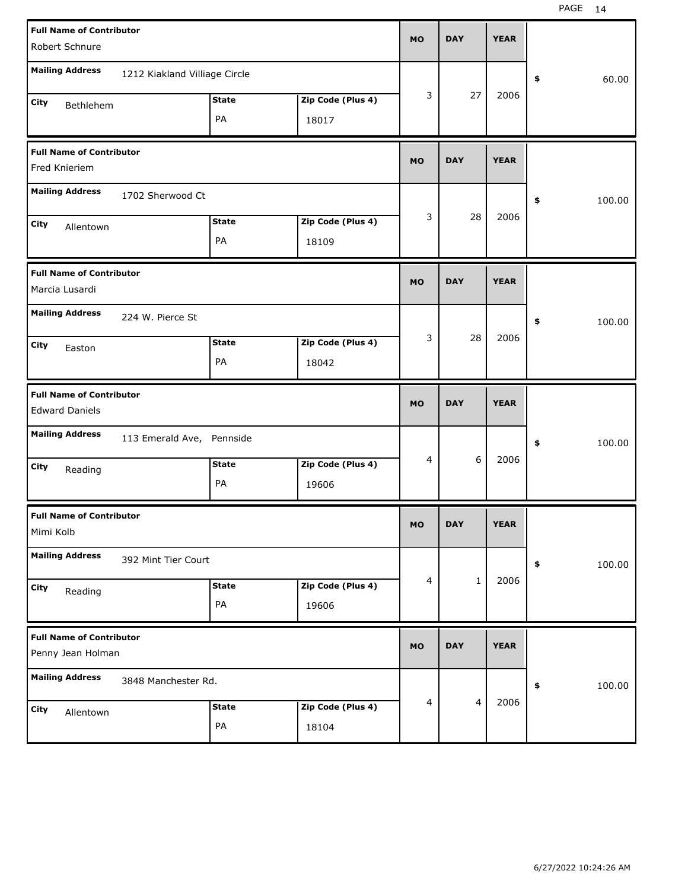| Full Name of Contributor | Mailing Address | City | State | Zip Code (Plus 4) | MO | DAY | YEAR | $ |
|---|---|---|---|---|---|---|---|---|
| Robert Schnure | 1212 Kiakland Villiage Circle | Bethlehem | PA | 18017 | 3 | 27 | 2006 | 60.00 |
| Fred Knieriem | 1702 Sherwood Ct | Allentown | PA | 18109 | 3 | 28 | 2006 | 100.00 |
| Marcia Lusardi | 224 W. Pierce St | Easton | PA | 18042 | 3 | 28 | 2006 | 100.00 |
| Edward Daniels | 113 Emerald Ave, Pennside | Reading | PA | 19606 | 4 | 6 | 2006 | 100.00 |
| Mimi Kolb | 392 Mint Tier Court | Reading | PA | 19606 | 4 | 1 | 2006 | 100.00 |
| Penny Jean Holman | 3848 Manchester Rd. | Allentown | PA | 18104 | 4 | 4 | 2006 | 100.00 |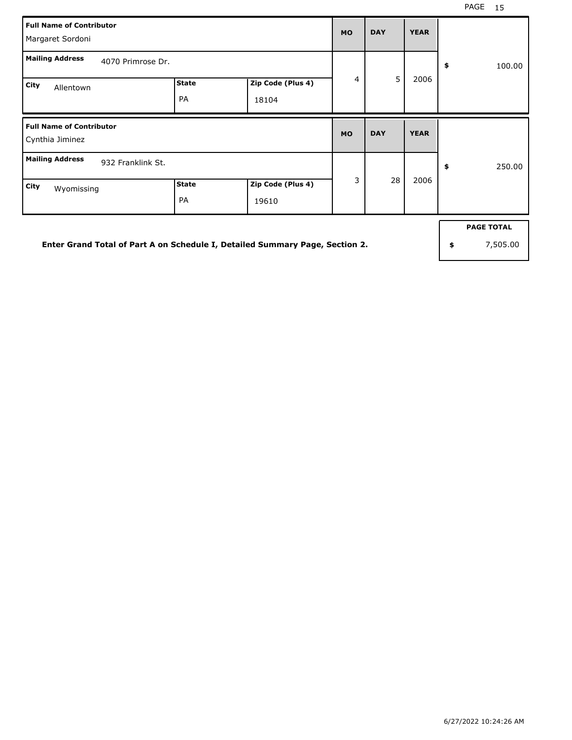| Full Name of Contributor | | | MO | DAY | YEAR | |
|---|---|---|---|---|---|---|
| Margaret Sordoni | | | | | | |
| **Mailing Address** 4070 Primrose Dr. | | | 4 | 5 | 2006 | $ 100.00 |
| **City** Allentown | **State** PA | **Zip Code (Plus 4)** 18104 | | | | |

| Full Name of Contributor | | | MO | DAY | YEAR | |
|---|---|---|---|---|---|---|
| Cynthia Jiminez | | | | | | |
| **Mailing Address** 932 Franklink St. | | | 3 | 28 | 2006 | $ 250.00 |
| **City** Wyomissing | **State** PA | **Zip Code (Plus 4)** 19610 | | | | |

**Enter Grand Total of Part A on Schedule I, Detailed Summary Page, Section 2.**

| PAGE TOTAL |
|---|
| $ 7,505.00 |

6/27/2022 10:24:26 AM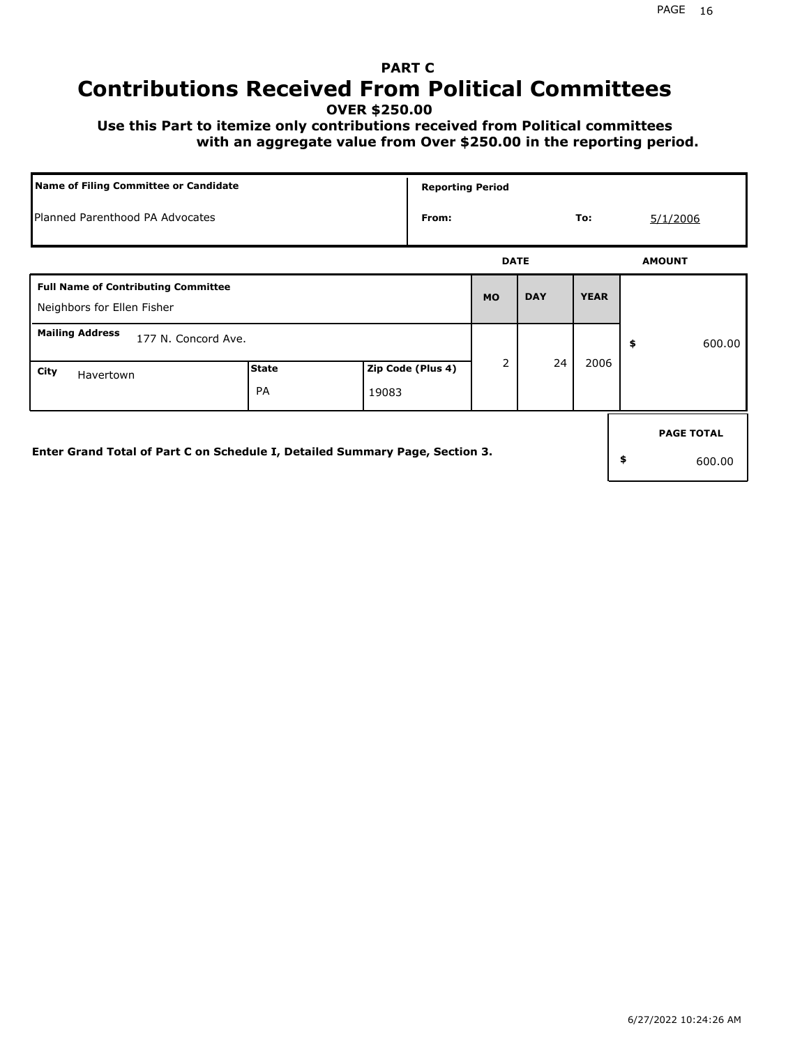# PART C

# Contributions Received From Political Committees

**OVER $250.00**

**Use this Part to itemize only contributions received from Political committees with an aggregate value from Over $250.00 in the reporting period.**

| Name of Filing Committee or Candidate | Reporting Period | | | |
|---|---|---|---|---|
| Planned Parenthood PA Advocates | From: | | To: | 5/1/2006 |

| Full Name of Contributing Committee | | | MO | DAY | YEAR | AMOUNT |
|---|---|---|---|---|---|---|
| Neighbors for Ellen Fisher | | | 2 | 24 | 2006 | $ 600.00 |
| **Mailing Address** 177 N. Concord Ave. | | | | | | |
| **City** Havertown | **State** PA | **Zip Code (Plus 4)** 19083 | | | | |

**Enter Grand Total of Part C on Schedule I, Detailed Summary Page, Section 3.**

| PAGE TOTAL |
|---|
| $ 600.00 |

6/27/2022 10:24:26 AM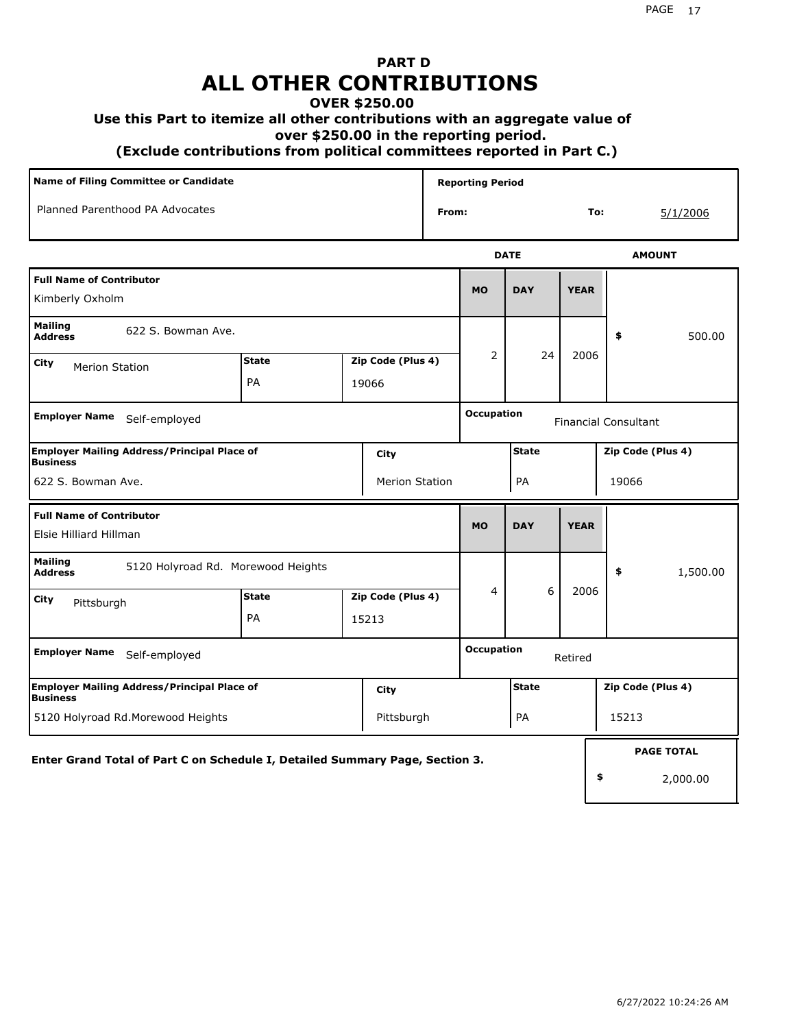# PART D
# ALL OTHER CONTRIBUTIONS
### OVER $250.00
### Use this Part to itemize all other contributions with an aggregate value of over $250.00 in the reporting period.
### (Exclude contributions from political committees reported in Part C.)

| Name of Filing Committee or Candidate | Reporting Period | |
|---|---|---|
| Planned Parenthood PA Advocates | From: | To: 5/1/2006 |

| Full Name of Contributor | Mailing Address | City | State | Zip Code (Plus 4) | MO | DAY | YEAR | AMOUNT |
|---|---|---|---|---|---|---|---|---|
| Kimberly Oxholm | 622 S. Bowman Ave. | Merion Station | PA | 19066 | 2 | 24 | 2006 | $ 500.00 |

| Employer Name | Occupation |
|---|---|
| Self-employed | Financial Consultant |

| Employer Mailing Address/Principal Place of Business | City | State | Zip Code (Plus 4) |
|---|---|---|---|
| 622 S. Bowman Ave. | Merion Station | PA | 19066 |

| Full Name of Contributor | Mailing Address | City | State | Zip Code (Plus 4) | MO | DAY | YEAR | AMOUNT |
|---|---|---|---|---|---|---|---|---|
| Elsie Hilliard Hillman | 5120 Holyroad Rd. Morewood Heights | Pittsburgh | PA | 15213 | 4 | 6 | 2006 | $ 1,500.00 |

| Employer Name | Occupation |
|---|---|
| Self-employed | Retired |

| Employer Mailing Address/Principal Place of Business | City | State | Zip Code (Plus 4) |
|---|---|---|---|
| 5120 Holyroad Rd.Morewood Heights | Pittsburgh | PA | 15213 |

**Enter Grand Total of Part C on Schedule I, Detailed Summary Page, Section 3.**

**PAGE TOTAL** $ 2,000.00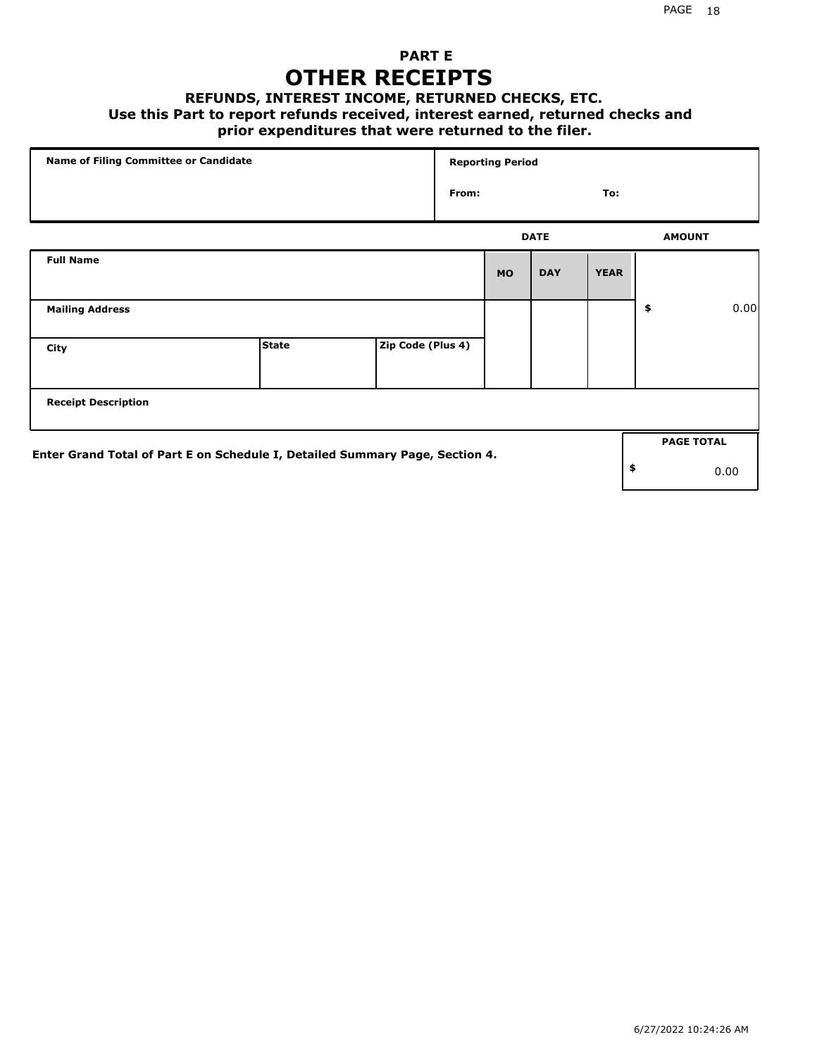## PART E
# OTHER RECEIPTS
### REFUNDS, INTEREST INCOME, RETURNED CHECKS, ETC.
**Use this Part to report refunds received, interest earned, returned checks and prior expenditures that were returned to the filer.**

| Name of Filing Committee or Candidate | Reporting Period |
|---|---|
| | From: To: |

| Full Name | | | DATE MO | DAY | YEAR | AMOUNT |
|---|---|---|---|---|---|---|
| Mailing Address | | | | | | $ 0.00 |
| City | State | Zip Code (Plus 4) | | | | |
| Receipt Description | | | | | | |

**Enter Grand Total of Part E on Schedule I, Detailed Summary Page, Section 4.**

| PAGE TOTAL |
|---|
| $ 0.00 |

6/27/2022 10:24:26 AM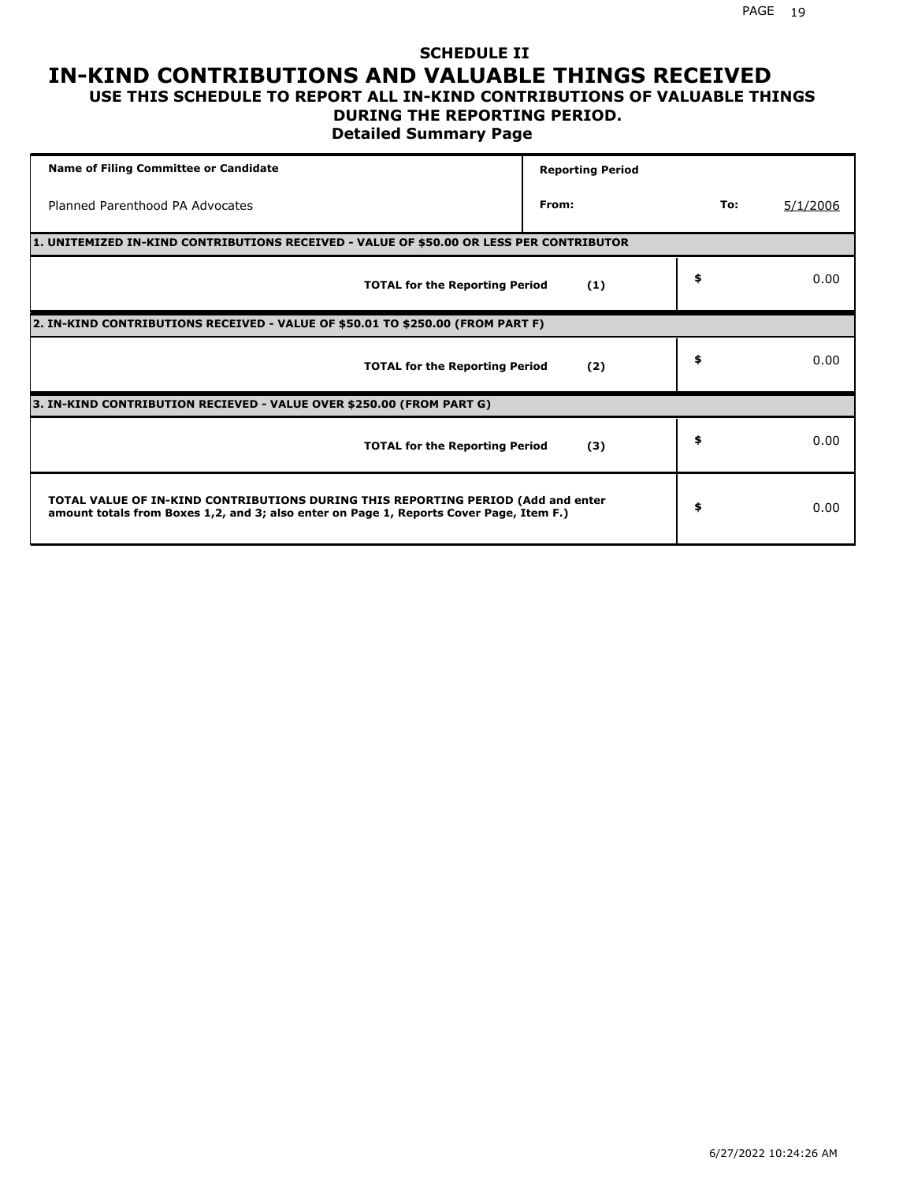## SCHEDULE II

# IN-KIND CONTRIBUTIONS AND VALUABLE THINGS RECEIVED

### USE THIS SCHEDULE TO REPORT ALL IN-KIND CONTRIBUTIONS OF VALUABLE THINGS DURING THE REPORTING PERIOD.

### Detailed Summary Page

| Name of Filing Committee or Candidate | Reporting Period | | |
|---|---|---|---|
| Planned Parenthood PA Advocates | From: | To: | 5/1/2006 |

| 1. UNITEMIZED IN-KIND CONTRIBUTIONS RECEIVED - VALUE OF $50.00 OR LESS PER CONTRIBUTOR | |
|---|---|
| **TOTAL for the Reporting Period (1)** | $ 0.00 |

| 2. IN-KIND CONTRIBUTIONS RECEIVED - VALUE OF $50.01 TO $250.00 (FROM PART F) | |
|---|---|
| **TOTAL for the Reporting Period (2)** | $ 0.00 |

| 3. IN-KIND CONTRIBUTION RECIEVED - VALUE OVER $250.00 (FROM PART G) | |
|---|---|
| **TOTAL for the Reporting Period (3)** | $ 0.00 |

| **TOTAL VALUE OF IN-KIND CONTRIBUTIONS DURING THIS REPORTING PERIOD (Add and enter amount totals from Boxes 1,2, and 3; also enter on Page 1, Reports Cover Page, Item F.)** | $ 0.00 |
|---|---|

6/27/2022 10:24:26 AM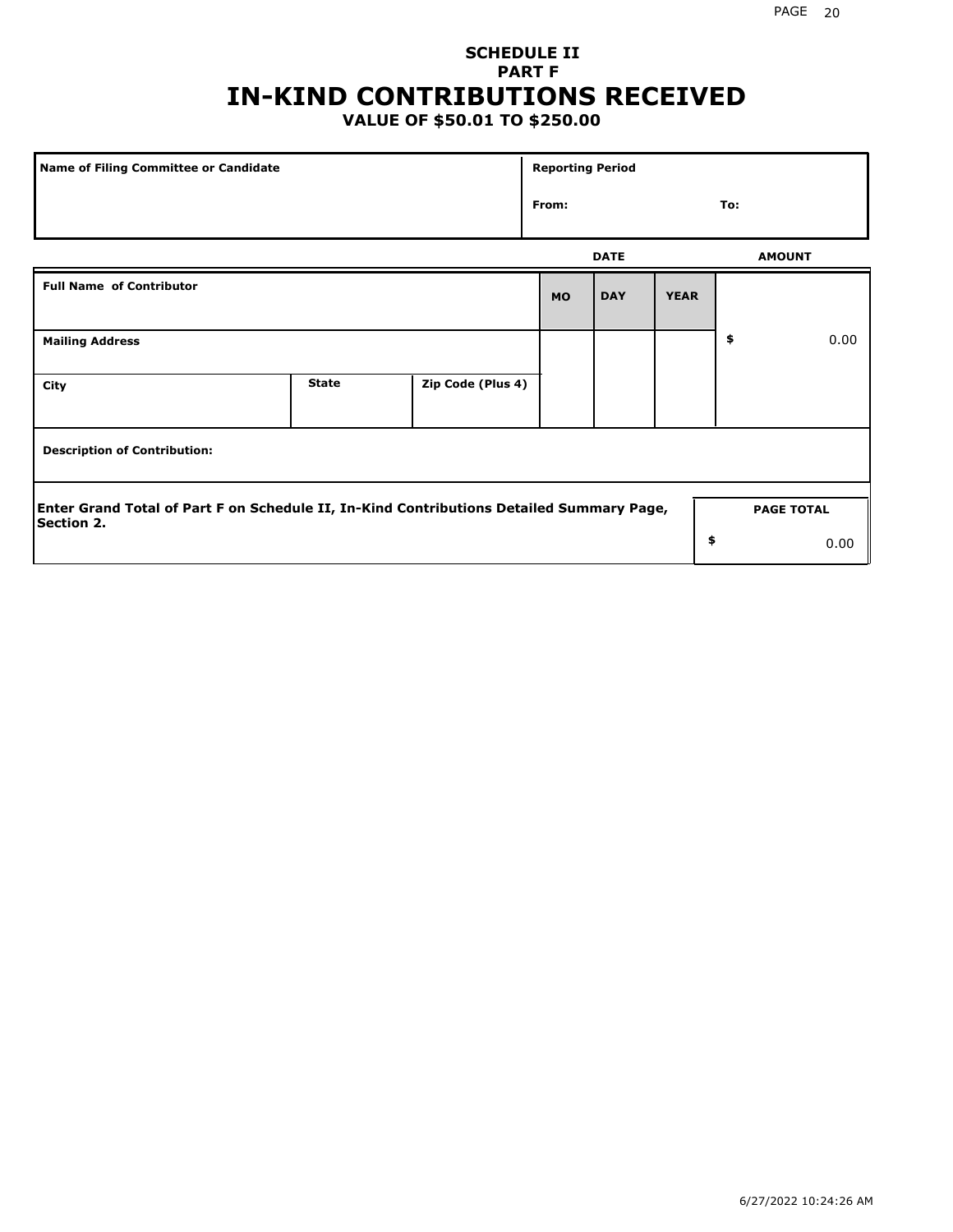# SCHEDULE II
## PART F
# IN-KIND CONTRIBUTIONS RECEIVED
### VALUE OF $50.01 TO $250.00

| Name of Filing Committee or Candidate | Reporting Period |
|---|---|
| | From: To: |

| Full Name of Contributor | | | DATE MO | DAY | YEAR | AMOUNT |
|---|---|---|---|---|---|---|
| Mailing Address | | | | | | $ 0.00 |
| City | State | Zip Code (Plus 4) | | | | |
| Description of Contribution: | | | | | | |

Enter Grand Total of Part F on Schedule II, In-Kind Contributions Detailed Summary Page, Section 2.

| PAGE TOTAL |
|---|
| $ 0.00 |

6/27/2022 10:24:26 AM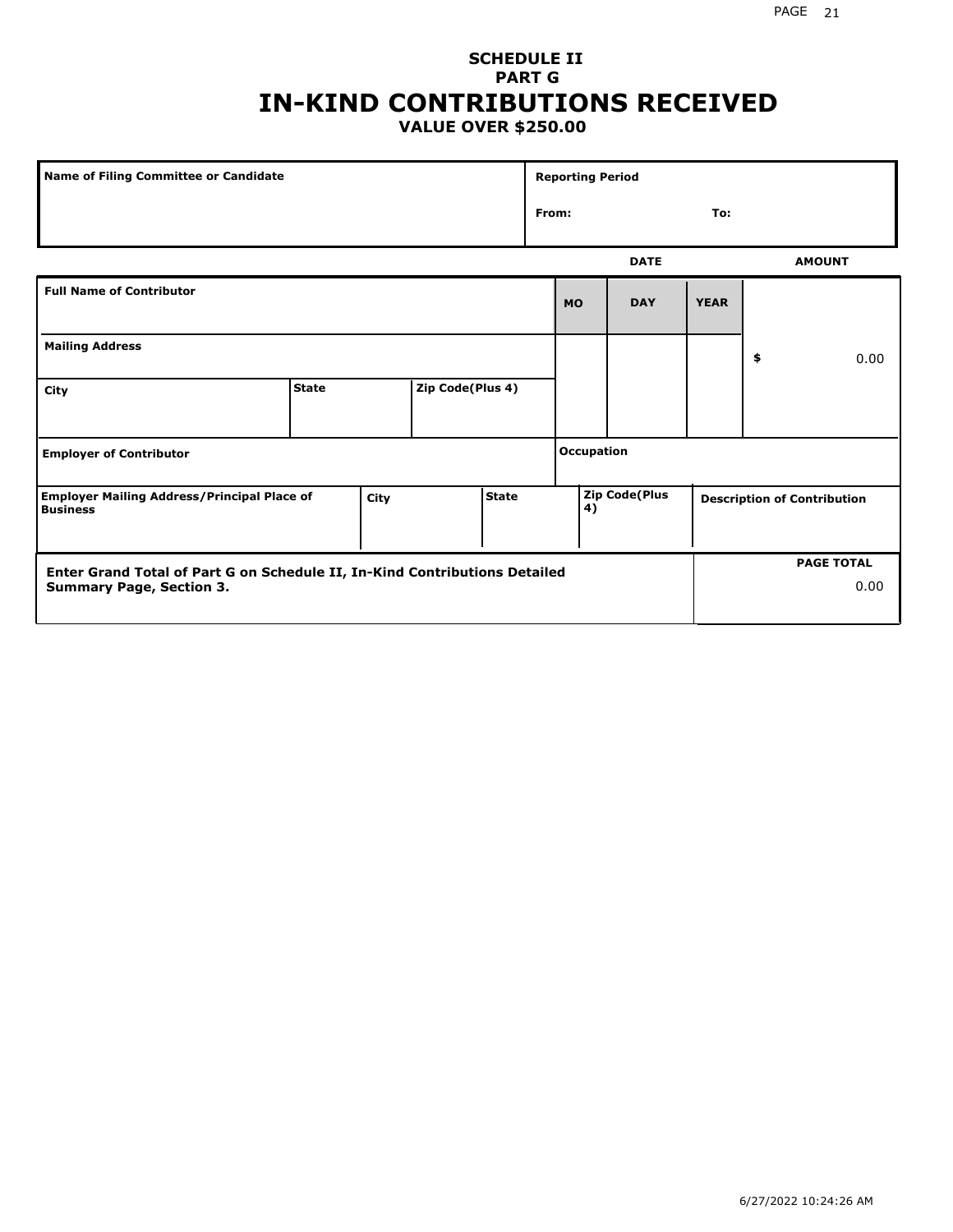**SCHEDULE II**
**PART G**

# IN-KIND CONTRIBUTIONS RECEIVED

**VALUE OVER $250.00**

| Name of Filing Committee or Candidate | Reporting Period |
|---|---|
| | From: To: |

| Full Name of Contributor | | | DATE MO | DAY | YEAR | AMOUNT |
|---|---|---|---|---|---|---|
| Mailing Address | | | | | | $ 0.00 |
| City | State | Zip Code(Plus 4) | | | | |
| Employer of Contributor | | | Occupation | | | |

| Employer Mailing Address/Principal Place of Business | City | State | Zip Code(Plus 4) | Description of Contribution |
|---|---|---|---|---|
| | | | | |

| Enter Grand Total of Part G on Schedule II, In-Kind Contributions Detailed Summary Page, Section 3. | PAGE TOTAL |
|---|---|
| | 0.00 |

6/27/2022 10:24:26 AM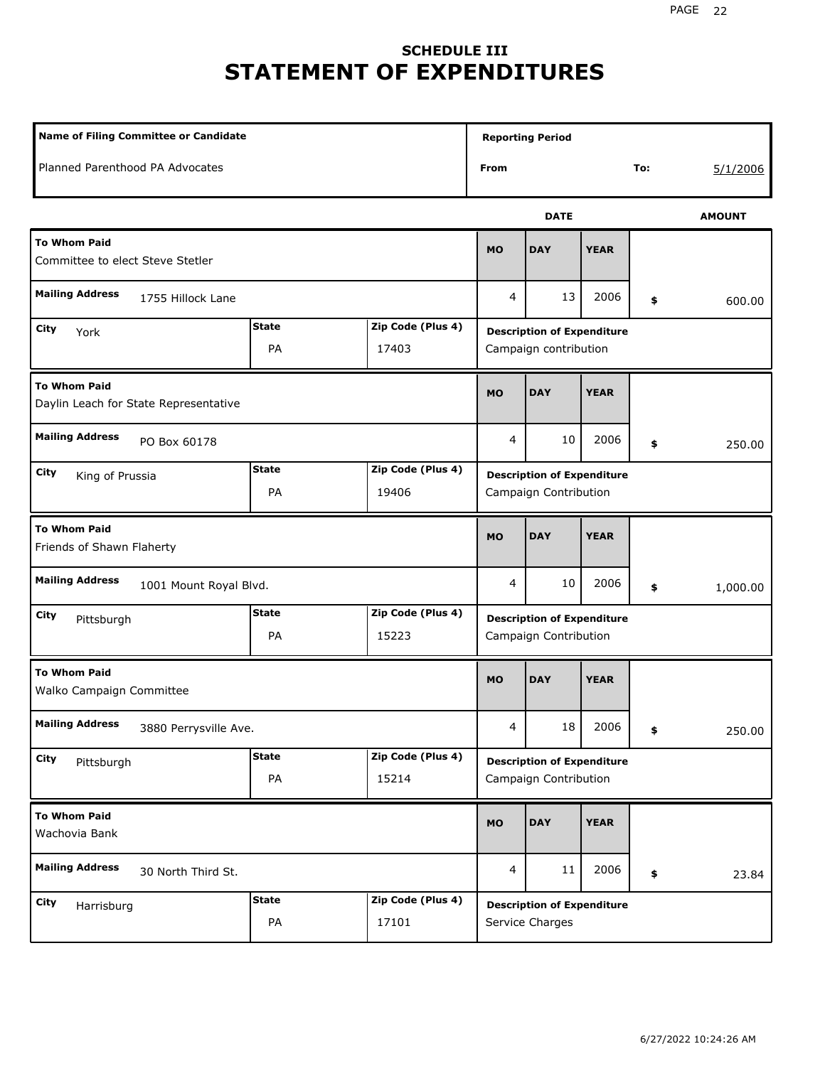## SCHEDULE III
# STATEMENT OF EXPENDITURES

| Name of Filing Committee or Candidate | Reporting Period From | To: |
|---|---|---|
| Planned Parenthood PA Advocates | | 5/1/2006 |

| To Whom Paid | Mailing Address | City | State | Zip Code (Plus 4) | MO | DAY | YEAR | AMOUNT | Description of Expenditure |
|---|---|---|---|---|---|---|---|---|---|
| Committee to elect Steve Stetler | 1755 Hillock Lane | York | PA | 17403 | 4 | 13 | 2006 | $ 600.00 | Campaign contribution |
| Daylin Leach for State Representative | PO Box 60178 | King of Prussia | PA | 19406 | 4 | 10 | 2006 | $ 250.00 | Campaign Contribution |
| Friends of Shawn Flaherty | 1001 Mount Royal Blvd. | Pittsburgh | PA | 15223 | 4 | 10 | 2006 | $ 1,000.00 | Campaign Contribution |
| Walko Campaign Committee | 3880 Perrysville Ave. | Pittsburgh | PA | 15214 | 4 | 18 | 2006 | $ 250.00 | Campaign Contribution |
| Wachovia Bank | 30 North Third St. | Harrisburg | PA | 17101 | 4 | 11 | 2006 | $ 23.84 | Service Charges |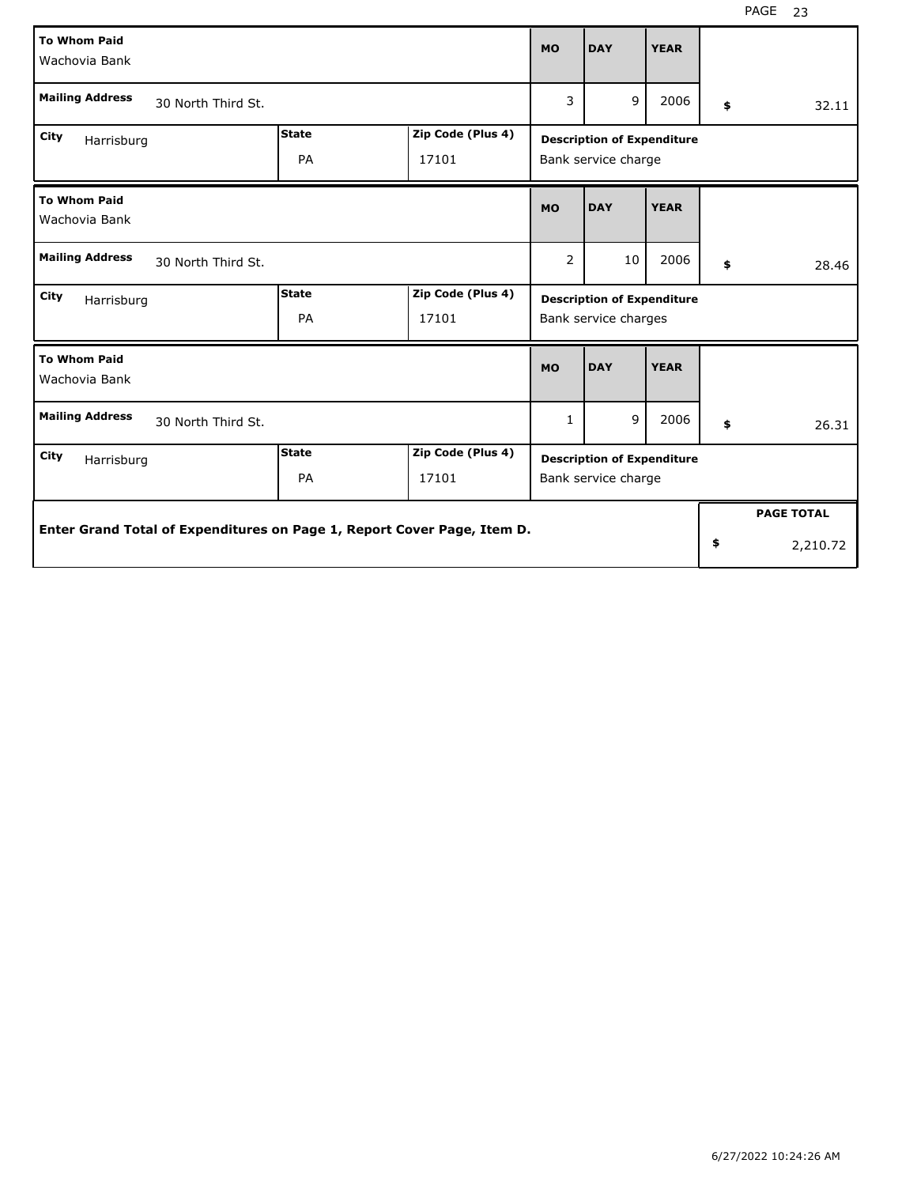| To Whom Paid | | | MO | DAY | YEAR | |
|---|---|---|---|---|---|---|
| Wachovia Bank | | | | | | |
| Mailing Address: 30 North Third St. | | | 3 | 9 | 2006 | $ 32.11 |
| City: Harrisburg | State: PA | Zip Code (Plus 4): 17101 | Description of Expenditure: Bank service charge | | | |

| To Whom Paid | | | MO | DAY | YEAR | |
|---|---|---|---|---|---|---|
| Wachovia Bank | | | | | | |
| Mailing Address: 30 North Third St. | | | 2 | 10 | 2006 | $ 28.46 |
| City: Harrisburg | State: PA | Zip Code (Plus 4): 17101 | Description of Expenditure: Bank service charges | | | |

| To Whom Paid | | | MO | DAY | YEAR | |
|---|---|---|---|---|---|---|
| Wachovia Bank | | | | | | |
| Mailing Address: 30 North Third St. | | | 1 | 9 | 2006 | $ 26.31 |
| City: Harrisburg | State: PA | Zip Code (Plus 4): 17101 | Description of Expenditure: Bank service charge | | | |

**Enter Grand Total of Expenditures on Page 1, Report Cover Page, Item D.**

**PAGE TOTAL** $ 2,210.72

6/27/2022 10:24:26 AM